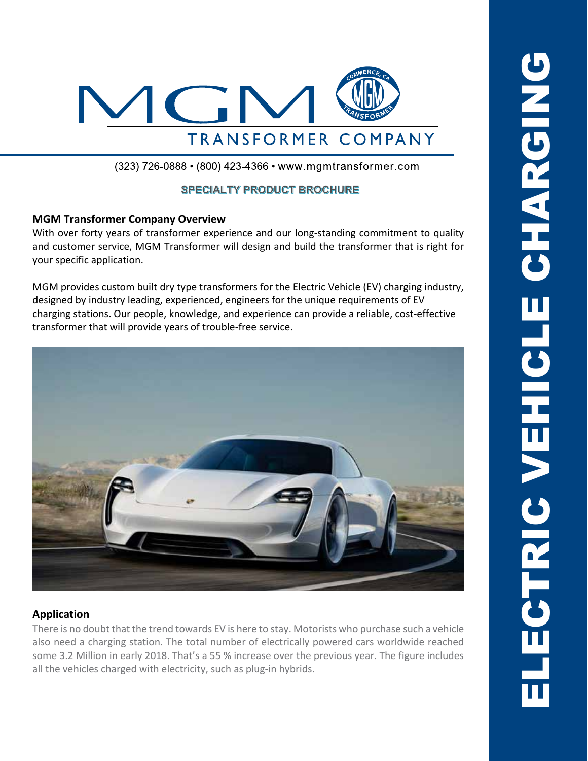# MGM TRANSFORMER COMPANY

(323) 726-0888 • (800) 423-4366 • www.mgmtransformer.com

**SPECIALTY PRODUCT BROCHURE**

# ELECTRIC VEHICLE CHARGING

## MGM Transformer Company Overview

With over forty years of transformer experience and our long-standing commitment to quality and customer service, MGM Transformer will design and build the transformer that is right for your specific application.

MGM provides custom built dry type transformers for the Electric Vehicle (EV) charging industry, designed by industry leading, experienced, engineers for the unique requirements of EV charging stations. Our people, knowledge, and experience can provide a reliable, cost-effective transformer that will provide years of trouble-free service.

## Application

There is no doubt that the trend towards EV is here to stay. Motorists who purchase such a vehicle also need a charging station. The total number of electrically powered cars worldwide reached some 3.2 Million in early 2018. That's a 55 % increase over the previous year. The figure includes all the vehicles charged with electricity, such as plug-in hybrids.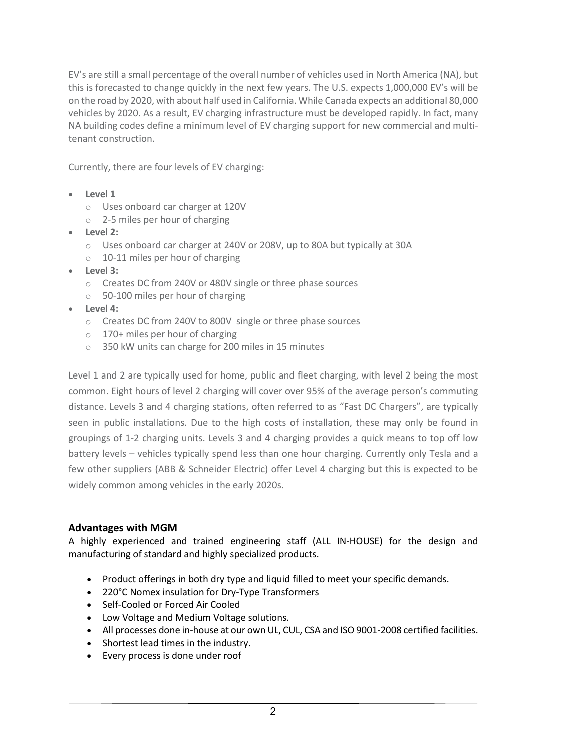EV's are still a small percentage of the overall number of vehicles used in North America (NA), but this is forecasted to change quickly in the next few years. The U.S. expects 1,000,000 EV's will be on the road by 2020, with about half used in California. While Canada expects an additional 80,000 vehicles by 2020. As a result, EV charging infrastructure must be developed rapidly. In fact, many NA building codes define a minimum level of EV charging support for new commercial and multi-tenant construction.

Currently, there are four levels of EV charging:

- **Level 1**
  - Uses onboard car charger at 120V
  - 2-5 miles per hour of charging
- **Level 2:**
  - Uses onboard car charger at 240V or 208V, up to 80A but typically at 30A
  - 10-11 miles per hour of charging
- **Level 3:**
  - Creates DC from 240V or 480V single or three phase sources
  - 50-100 miles per hour of charging
- **Level 4:**
  - Creates DC from 240V to 800V single or three phase sources
  - 170+ miles per hour of charging
  - 350 kW units can charge for 200 miles in 15 minutes

Level 1 and 2 are typically used for home, public and fleet charging, with level 2 being the most common. Eight hours of level 2 charging will cover over 95% of the average person's commuting distance. Levels 3 and 4 charging stations, often referred to as "Fast DC Chargers", are typically seen in public installations. Due to the high costs of installation, these may only be found in groupings of 1-2 charging units. Levels 3 and 4 charging provides a quick means to top off low battery levels – vehicles typically spend less than one hour charging. Currently only Tesla and a few other suppliers (ABB & Schneider Electric) offer Level 4 charging but this is expected to be widely common among vehicles in the early 2020s.

## Advantages with MGM

A highly experienced and trained engineering staff (ALL IN-HOUSE) for the design and manufacturing of standard and highly specialized products.

- Product offerings in both dry type and liquid filled to meet your specific demands.
- 220°C Nomex insulation for Dry-Type Transformers
- Self-Cooled or Forced Air Cooled
- Low Voltage and Medium Voltage solutions.
- All processes done in-house at our own UL, CUL, CSA and ISO 9001-2008 certified facilities.
- Shortest lead times in the industry.
- Every process is done under roof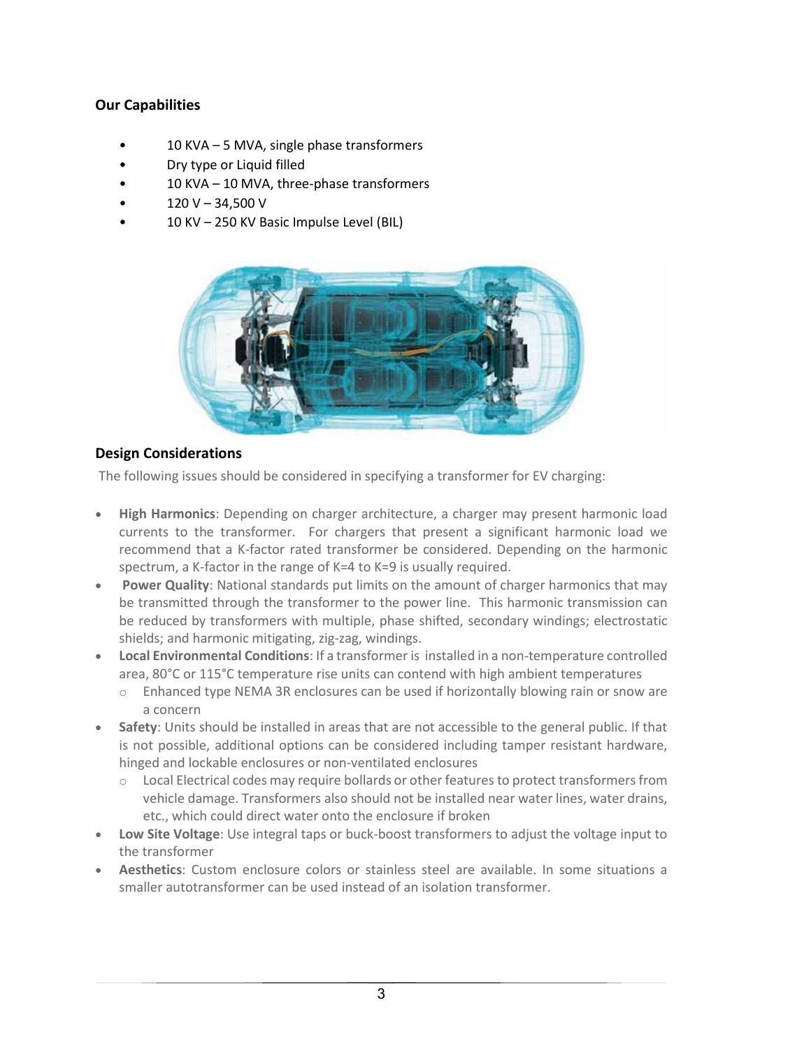## Our Capabilities

- 10 KVA – 5 MVA, single phase transformers
- Dry type or Liquid filled
- 10 KVA – 10 MVA, three-phase transformers
- 120 V – 34,500 V
- 10 KV – 250 KV Basic Impulse Level (BIL)

## Design Considerations

The following issues should be considered in specifying a transformer for EV charging:

- **High Harmonics**: Depending on charger architecture, a charger may present harmonic load currents to the transformer. For chargers that present a significant harmonic load we recommend that a K-factor rated transformer be considered. Depending on the harmonic spectrum, a K-factor in the range of K=4 to K=9 is usually required.
- **Power Quality**: National standards put limits on the amount of charger harmonics that may be transmitted through the transformer to the power line. This harmonic transmission can be reduced by transformers with multiple, phase shifted, secondary windings; electrostatic shields; and harmonic mitigating, zig-zag, windings.
- **Local Environmental Conditions**: If a transformer is installed in a non-temperature controlled area, 80°C or 115°C temperature rise units can contend with high ambient temperatures
  - Enhanced type NEMA 3R enclosures can be used if horizontally blowing rain or snow are a concern
- **Safety**: Units should be installed in areas that are not accessible to the general public. If that is not possible, additional options can be considered including tamper resistant hardware, hinged and lockable enclosures or non-ventilated enclosures
  - Local Electrical codes may require bollards or other features to protect transformers from vehicle damage. Transformers also should not be installed near water lines, water drains, etc., which could direct water onto the enclosure if broken
- **Low Site Voltage**: Use integral taps or buck-boost transformers to adjust the voltage input to the transformer
- **Aesthetics**: Custom enclosure colors or stainless steel are available. In some situations a smaller autotransformer can be used instead of an isolation transformer.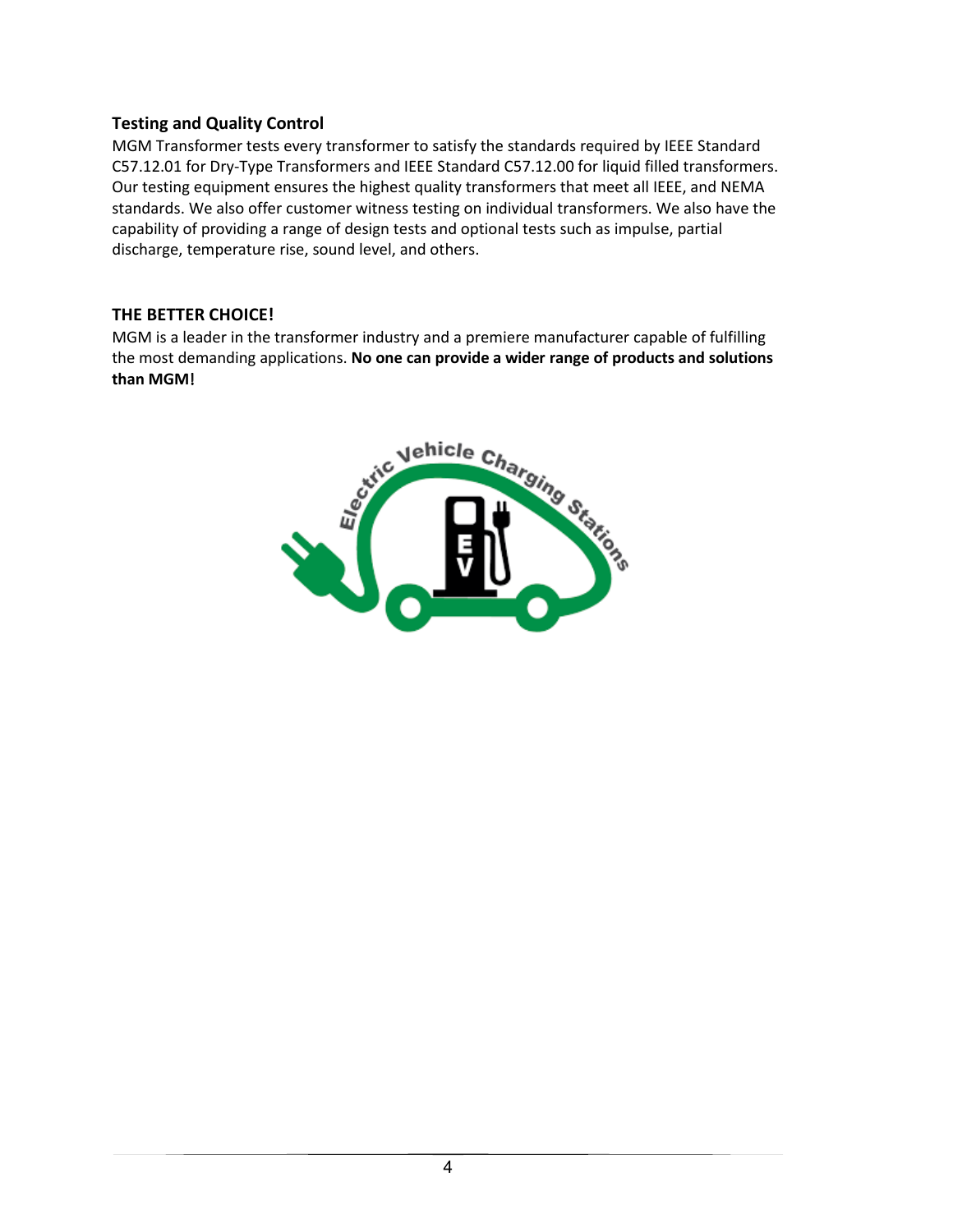### Testing and Quality Control

MGM Transformer tests every transformer to satisfy the standards required by IEEE Standard C57.12.01 for Dry-Type Transformers and IEEE Standard C57.12.00 for liquid filled transformers. Our testing equipment ensures the highest quality transformers that meet all IEEE, and NEMA standards. We also offer customer witness testing on individual transformers. We also have the capability of providing a range of design tests and optional tests such as impulse, partial discharge, temperature rise, sound level, and others.

### THE BETTER CHOICE!

MGM is a leader in the transformer industry and a premiere manufacturer capable of fulfilling the most demanding applications. **No one can provide a wider range of products and solutions than MGM!**

Electric Vehicle Charging Stations